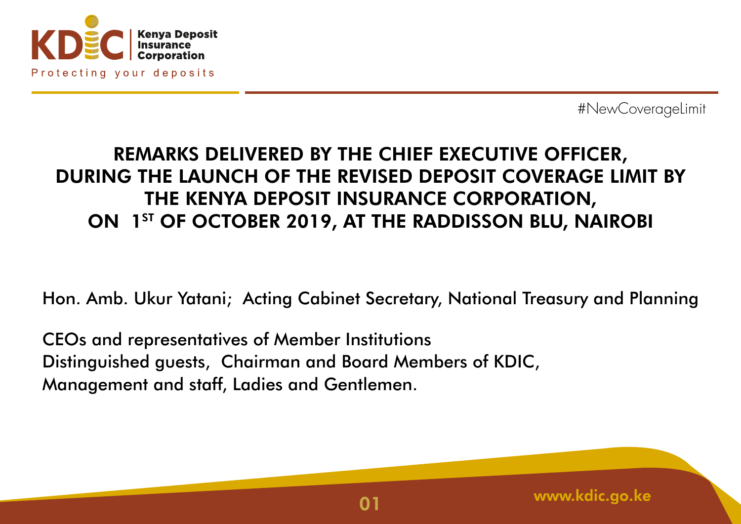#NewCoverageLimit

# REMARKS DELIVERED BY THE CHIEF EXECUTIVE OFFICER, DURING THE LAUNCH OF THE REVISED DEPOSIT COVERAGE LIMIT BY THE KENYA DEPOSIT INSURANCE CORPORATION, ON 1ST OF OCTOBER 2019, AT THE RADDISSON BLU, NAIROBI

Hon. Amb. Ukur Yatani; Acting Cabinet Secretary, National Treasury and Planning

CEOs and representatives of Member Institutions
Distinguished guests, Chairman and Board Members of KDIC,
Management and staff, Ladies and Gentlemen.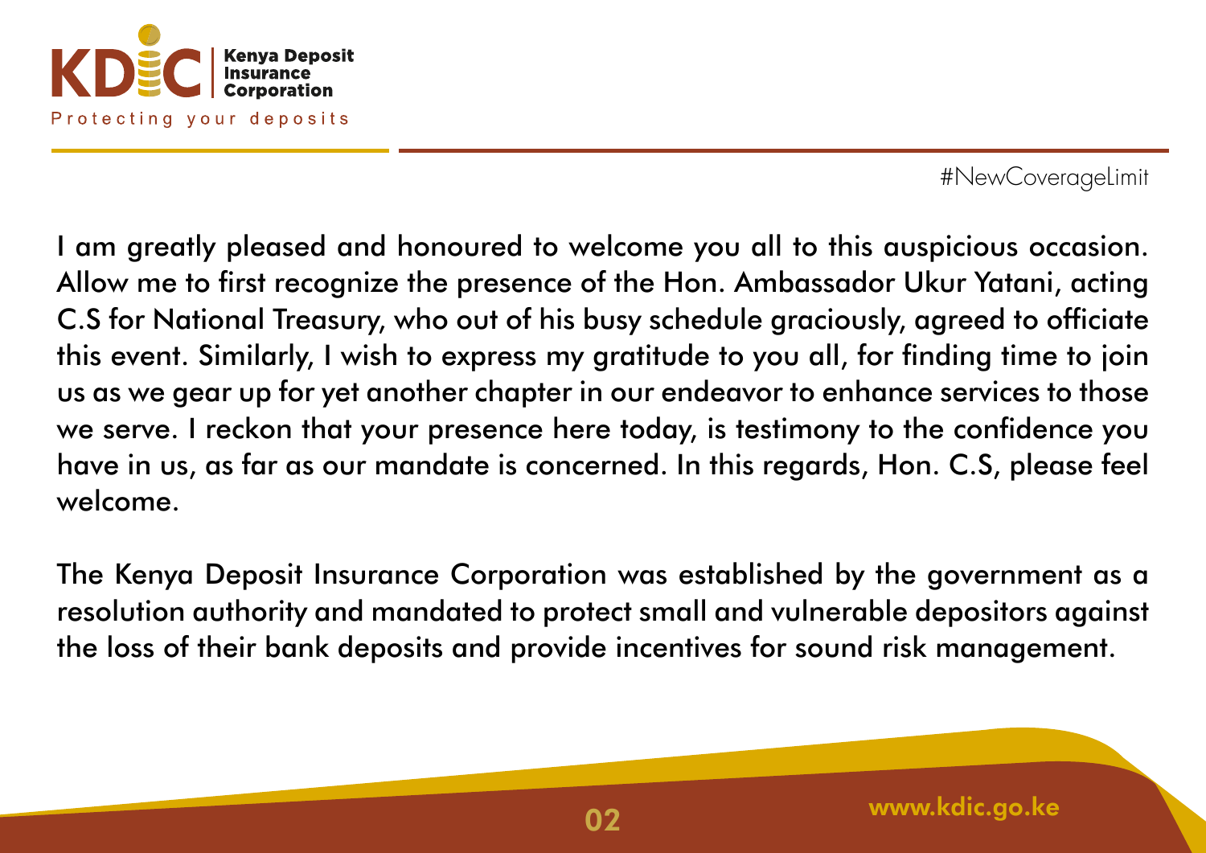#NewCoverageLimit

I am greatly pleased and honoured to welcome you all to this auspicious occasion. Allow me to first recognize the presence of the Hon. Ambassador Ukur Yatani, acting C.S for National Treasury, who out of his busy schedule graciously, agreed to officiate this event. Similarly, I wish to express my gratitude to you all, for finding time to join us as we gear up for yet another chapter in our endeavor to enhance services to those we serve. I reckon that your presence here today, is testimony to the confidence you have in us, as far as our mandate is concerned. In this regards, Hon. C.S, please feel welcome.

The Kenya Deposit Insurance Corporation was established by the government as a resolution authority and mandated to protect small and vulnerable depositors against the loss of their bank deposits and provide incentives for sound risk management.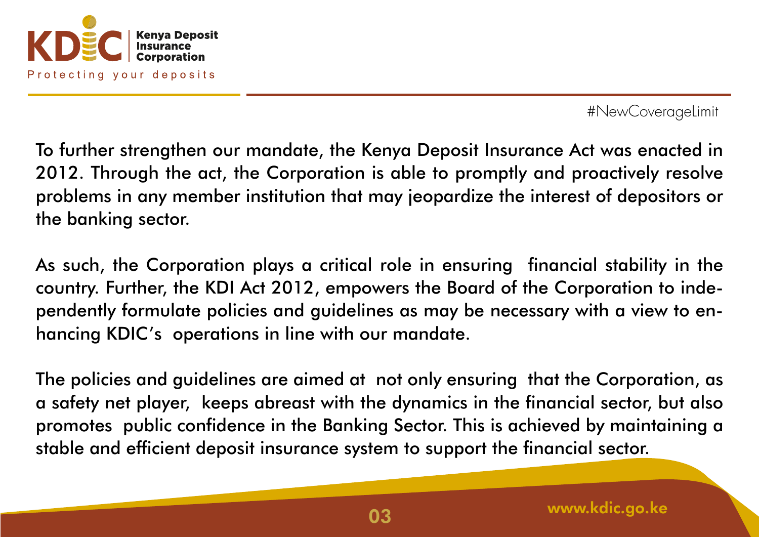#NewCoverageLimit

To further strengthen our mandate, the Kenya Deposit Insurance Act was enacted in 2012. Through the act, the Corporation is able to promptly and proactively resolve problems in any member institution that may jeopardize the interest of depositors or the banking sector.

As such, the Corporation plays a critical role in ensuring financial stability in the country. Further, the KDI Act 2012, empowers the Board of the Corporation to independently formulate policies and guidelines as may be necessary with a view to enhancing KDIC's operations in line with our mandate.

The policies and guidelines are aimed at not only ensuring that the Corporation, as a safety net player, keeps abreast with the dynamics in the financial sector, but also promotes public confidence in the Banking Sector. This is achieved by maintaining a stable and efficient deposit insurance system to support the financial sector.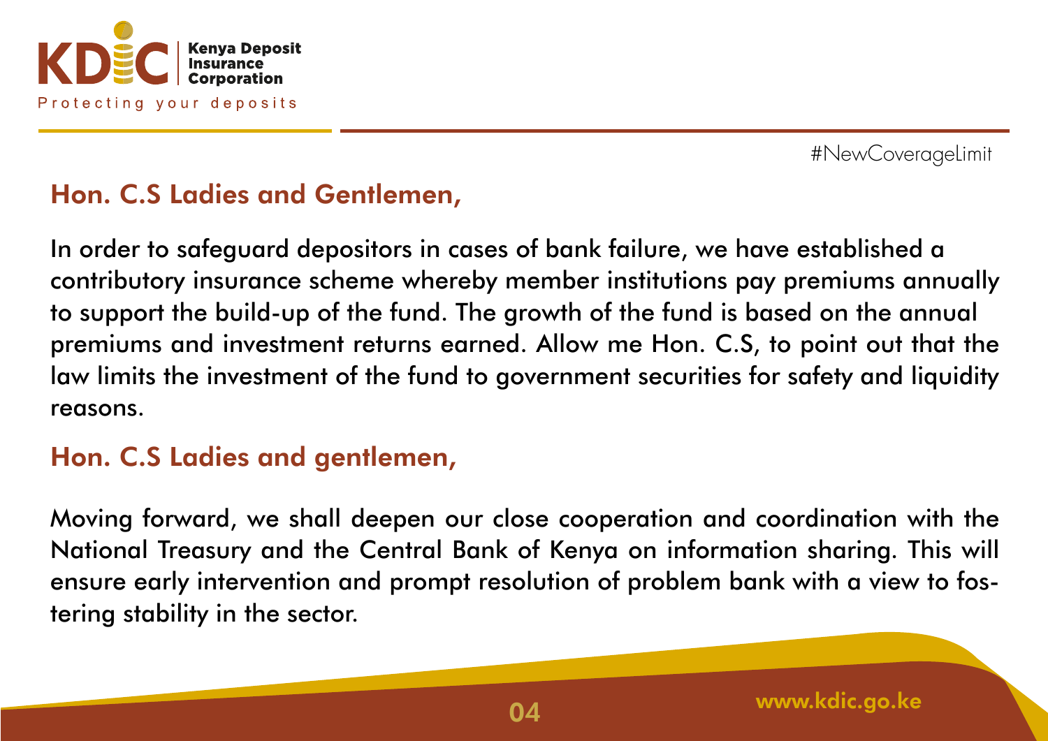#NewCoverageLimit

## Hon. C.S Ladies and Gentlemen,

In order to safeguard depositors in cases of bank failure, we have established a contributory insurance scheme whereby member institutions pay premiums annually to support the build-up of the fund. The growth of the fund is based on the annual premiums and investment returns earned. Allow me Hon. C.S, to point out that the law limits the investment of the fund to government securities for safety and liquidity reasons.

## Hon. C.S Ladies and gentlemen,

Moving forward, we shall deepen our close cooperation and coordination with the National Treasury and the Central Bank of Kenya on information sharing. This will ensure early intervention and prompt resolution of problem bank with a view to fostering stability in the sector.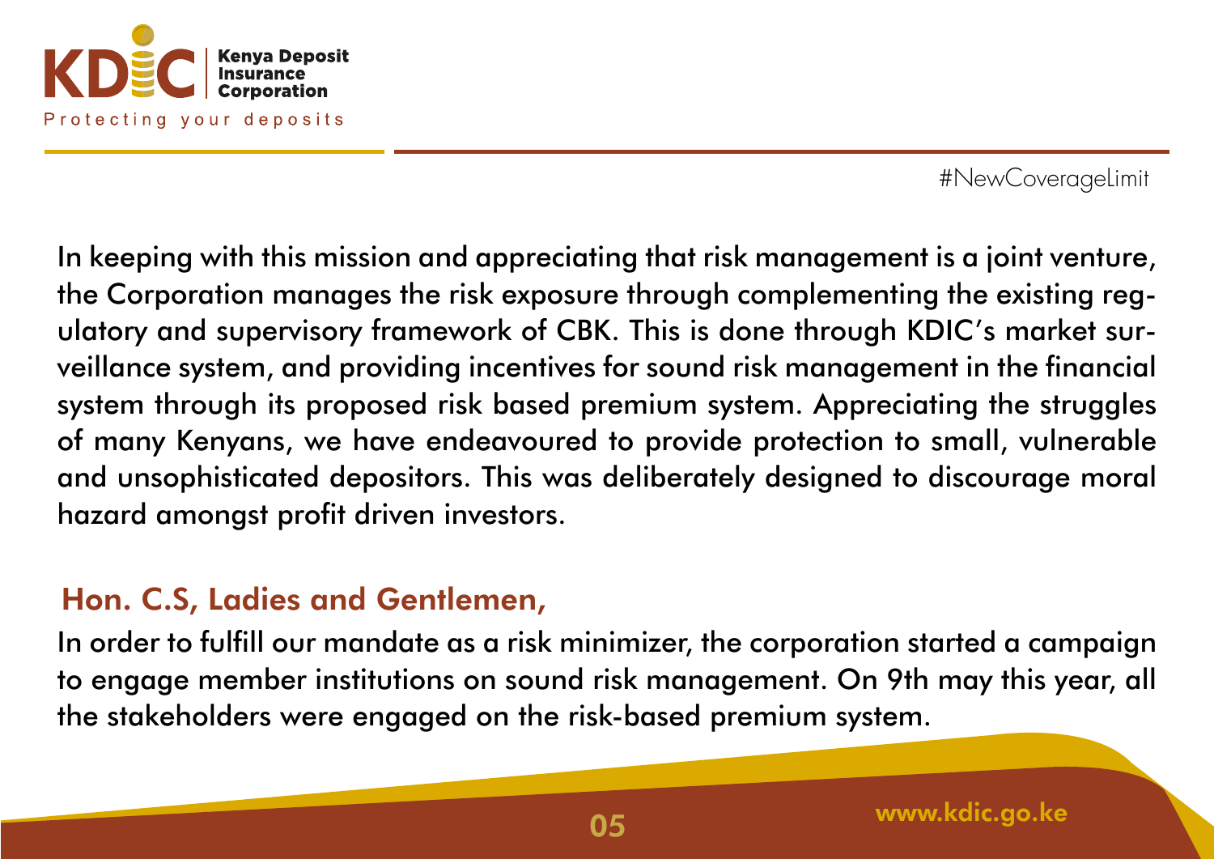#NewCoverageLimit

In keeping with this mission and appreciating that risk management is a joint venture, the Corporation manages the risk exposure through complementing the existing regulatory and supervisory framework of CBK. This is done through KDIC's market surveillance system, and providing incentives for sound risk management in the financial system through its proposed risk based premium system. Appreciating the struggles of many Kenyans, we have endeavoured to provide protection to small, vulnerable and unsophisticated depositors. This was deliberately designed to discourage moral hazard amongst profit driven investors.

## Hon. C.S, Ladies and Gentlemen,

In order to fulfill our mandate as a risk minimizer, the corporation started a campaign to engage member institutions on sound risk management. On 9th may this year, all the stakeholders were engaged on the risk-based premium system.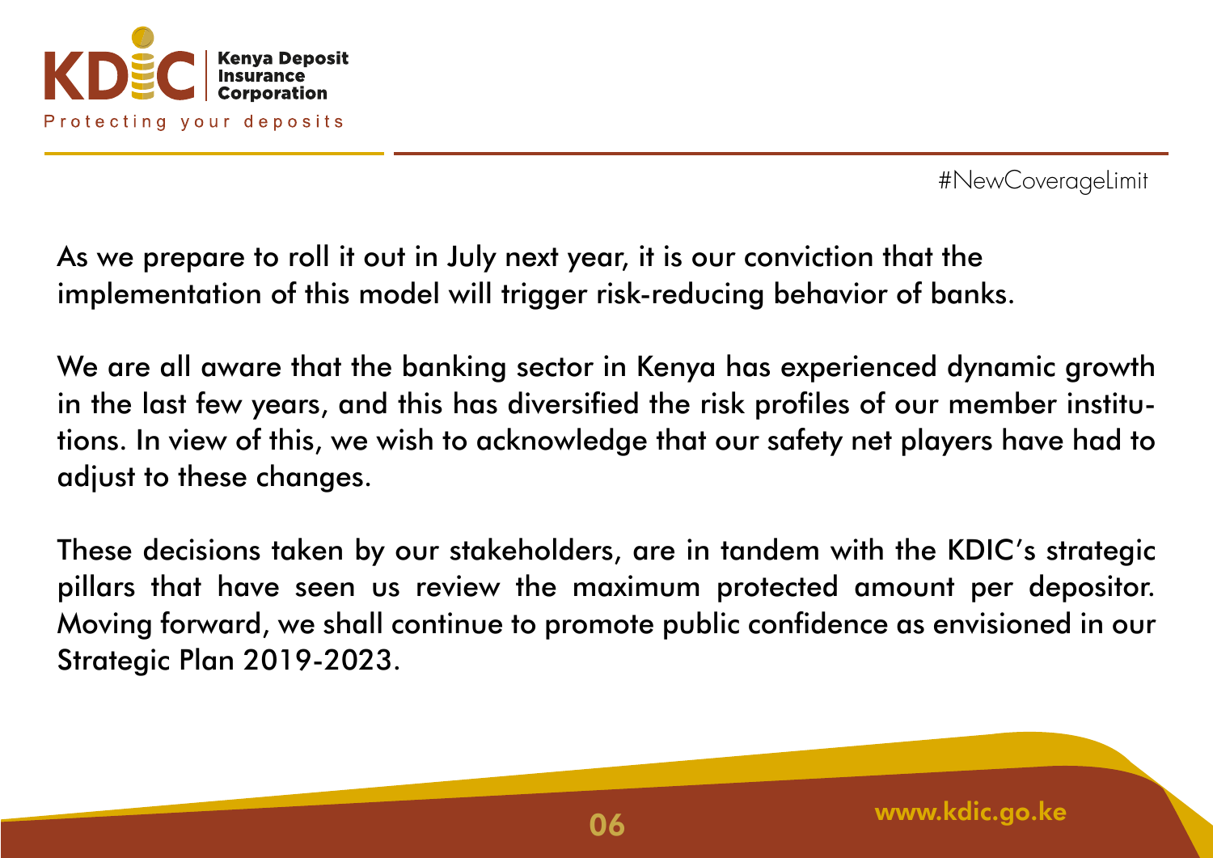#NewCoverageLimit

As we prepare to roll it out in July next year, it is our conviction that the implementation of this model will trigger risk-reducing behavior of banks.

We are all aware that the banking sector in Kenya has experienced dynamic growth in the last few years, and this has diversified the risk profiles of our member institutions. In view of this, we wish to acknowledge that our safety net players have had to adjust to these changes.

These decisions taken by our stakeholders, are in tandem with the KDIC's strategic pillars that have seen us review the maximum protected amount per depositor. Moving forward, we shall continue to promote public confidence as envisioned in our Strategic Plan 2019-2023.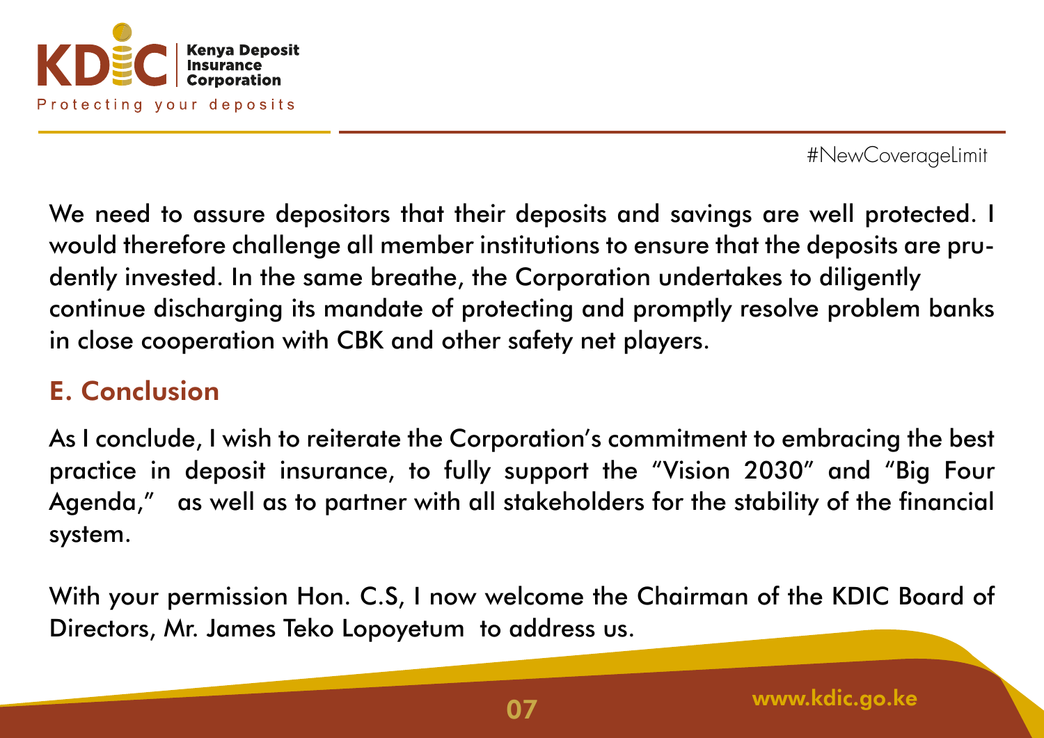We need to assure depositors that their deposits and savings are well protected. I would therefore challenge all member institutions to ensure that the deposits are prudently invested. In the same breathe, the Corporation undertakes to diligently continue discharging its mandate of protecting and promptly resolve problem banks in close cooperation with CBK and other safety net players.

## E. Conclusion

As I conclude, I wish to reiterate the Corporation's commitment to embracing the best practice in deposit insurance, to fully support the "Vision 2030" and "Big Four Agenda," as well as to partner with all stakeholders for the stability of the financial system.

With your permission Hon. C.S, I now welcome the Chairman of the KDIC Board of Directors, Mr. James Teko Lopoyetum to address us.